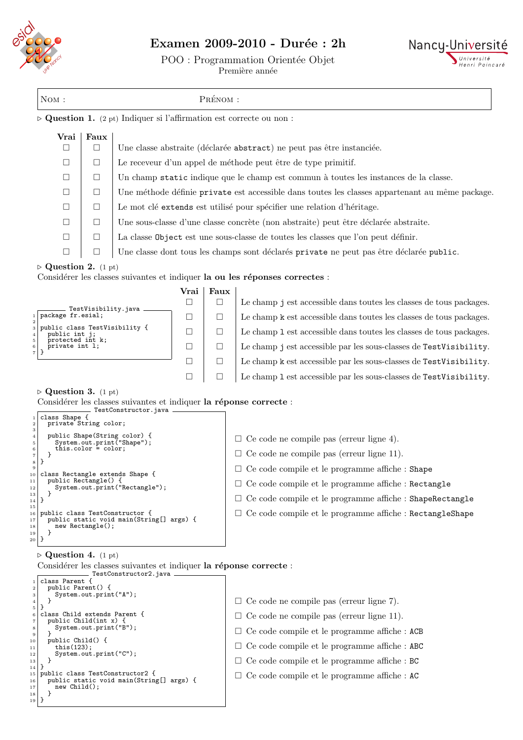# Examen 2009-2010 - Durée : 2h

POO : Programmation Orientée Objet

Première année

| NOM : | PRÉNOM : |
|---|---|

▷ **Question 1.** (2 pt) Indiquer si l'affirmation est correcte ou non :

| Vrai | Faux | |
|---|---|---|
| ☐ | ☐ | Une classe abstraite (déclarée `abstract`) ne peut pas être instanciée. |
| ☐ | ☐ | Le receveur d'un appel de méthode peut être de type primitif. |
| ☐ | ☐ | Un champ `static` indique que le champ est commun à toutes les instances de la classe. |
| ☐ | ☐ | Une méthode définie `private` est accessible dans toutes les classes appartenant au même package. |
| ☐ | ☐ | Le mot clé `extends` est utilisé pour spécifier une relation d'héritage. |
| ☐ | ☐ | Une sous-classe d'une classe concrète (non abstraite) peut être déclarée abstraite. |
| ☐ | ☐ | La classe `Object` est une sous-classe de toutes les classes que l'on peut définir. |
| ☐ | ☐ | Une classe dont tous les champs sont déclarés `private` ne peut pas être déclarée `public`. |

▷ **Question 2.** (1 pt)
Considérer les classes suivantes et indiquer **la ou les réponses correctes** :

TestVisibility.java
```java
package fr.esial;

public class TestVisibility {
  public int j;
  protected int k;
  private int l;
}
```

| Vrai | Faux | |
|---|---|---|
| ☐ | ☐ | Le champ `j` est accessible dans toutes les classes de tous packages. |
| ☐ | ☐ | Le champ `k` est accessible dans toutes les classes de tous packages. |
| ☐ | ☐ | Le champ `l` est accessible dans toutes les classes de tous packages. |
| ☐ | ☐ | Le champ `j` est accessible par les sous-classes de `TestVisibility`. |
| ☐ | ☐ | Le champ `k` est accessible par les sous-classes de `TestVisibility`. |
| ☐ | ☐ | Le champ `l` est accessible par les sous-classes de `TestVisibility`. |

▷ **Question 3.** (1 pt)
Considérer les classes suivantes et indiquer **la réponse correcte** :

TestConstructor.java
```java
class Shape {
  private String color;

  public Shape(String color) {
    System.out.print("Shape");
    this.color = color;
  }
}

class Rectangle extends Shape {
  public Rectangle() {
    System.out.print("Rectangle");
  }
}

public class TestConstructor {
  public static void main(String[] args) {
    new Rectangle();
  }
}
```

- ☐ Ce code ne compile pas (erreur ligne 4).
- ☐ Ce code ne compile pas (erreur ligne 11).
- ☐ Ce code compile et le programme affiche : `Shape`
- ☐ Ce code compile et le programme affiche : `Rectangle`
- ☐ Ce code compile et le programme affiche : `ShapeRectangle`
- ☐ Ce code compile et le programme affiche : `RectangleShape`

▷ **Question 4.** (1 pt)
Considérer les classes suivantes et indiquer **la réponse correcte** :

TestConstructor2.java
```java
class Parent {
  public Parent() {
    System.out.print("A");
  }
}
class Child extends Parent {
  public Child(int x) {
    System.out.print("B");
  }
  public Child() {
    this(123);
    System.out.print("C");
  }
}
public class TestConstructor2 {
  public static void main(String[] args) {
    new Child();
  }
}
```

- ☐ Ce code ne compile pas (erreur ligne 7).
- ☐ Ce code ne compile pas (erreur ligne 11).
- ☐ Ce code compile et le programme affiche : `ACB`
- ☐ Ce code compile et le programme affiche : `ABC`
- ☐ Ce code compile et le programme affiche : `BC`
- ☐ Ce code compile et le programme affiche : `AC`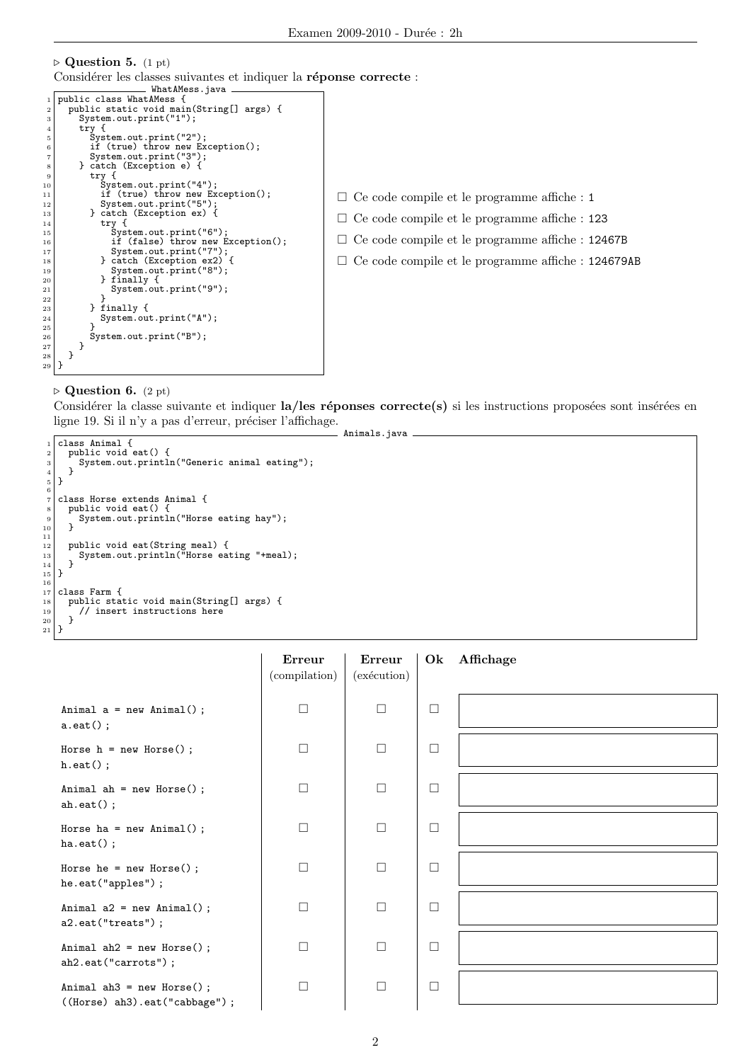▷ **Question 5.** (1 pt)
Considérer les classes suivantes et indiquer la **réponse correcte** :

WhatAMess.java
```java
public class WhatAMess {
  public static void main(String[] args) {
    System.out.print("1");
    try {
      System.out.print("2");
      if (true) throw new Exception();
      System.out.print("3");
    } catch (Exception e) {
      try {
        System.out.print("4");
        if (true) throw new Exception();
        System.out.print("5");
      } catch (Exception ex) {
        try {
          System.out.print("6");
          if (false) throw new Exception();
          System.out.print("7");
        } catch (Exception ex2) {
          System.out.print("8");
        } finally {
          System.out.print("9");
        }
      } finally {
        System.out.print("A");
      }
      System.out.print("B");
    }
  }
}
```

- ☐ Ce code compile et le programme affiche : `1`
- ☐ Ce code compile et le programme affiche : `123`
- ☐ Ce code compile et le programme affiche : `12467B`
- ☐ Ce code compile et le programme affiche : `124679AB`

▷ **Question 6.** (2 pt)
Considérer la classe suivante et indiquer **la/les réponses correcte(s)** si les instructions proposées sont insérées en ligne 19. Si il n'y a pas d'erreur, préciser l'affichage.

Animals.java
```java
class Animal {
  public void eat() {
    System.out.println("Generic animal eating");
  }
}

class Horse extends Animal {
  public void eat() {
    System.out.println("Horse eating hay");
  }

  public void eat(String meal) {
    System.out.println("Horse eating "+meal);
  }
}

class Farm {
  public static void main(String[] args) {
    // insert instructions here
  }
}
```

| | **Erreur** (compilation) | **Erreur** (exécution) | **Ok** | **Affichage** |
|---|---|---|---|---|
| `Animal a = new Animal(); a.eat();` | ☐ | ☐ | ☐ | |
| `Horse h = new Horse(); h.eat();` | ☐ | ☐ | ☐ | |
| `Animal ah = new Horse(); ah.eat();` | ☐ | ☐ | ☐ | |
| `Horse ha = new Animal(); ha.eat();` | ☐ | ☐ | ☐ | |
| `Horse he = new Horse(); he.eat("apples");` | ☐ | ☐ | ☐ | |
| `Animal a2 = new Animal(); a2.eat("treats");` | ☐ | ☐ | ☐ | |
| `Animal ah2 = new Horse(); ah2.eat("carrots");` | ☐ | ☐ | ☐ | |
| `Animal ah3 = new Horse(); ((Horse) ah3).eat("cabbage");` | ☐ | ☐ | ☐ | |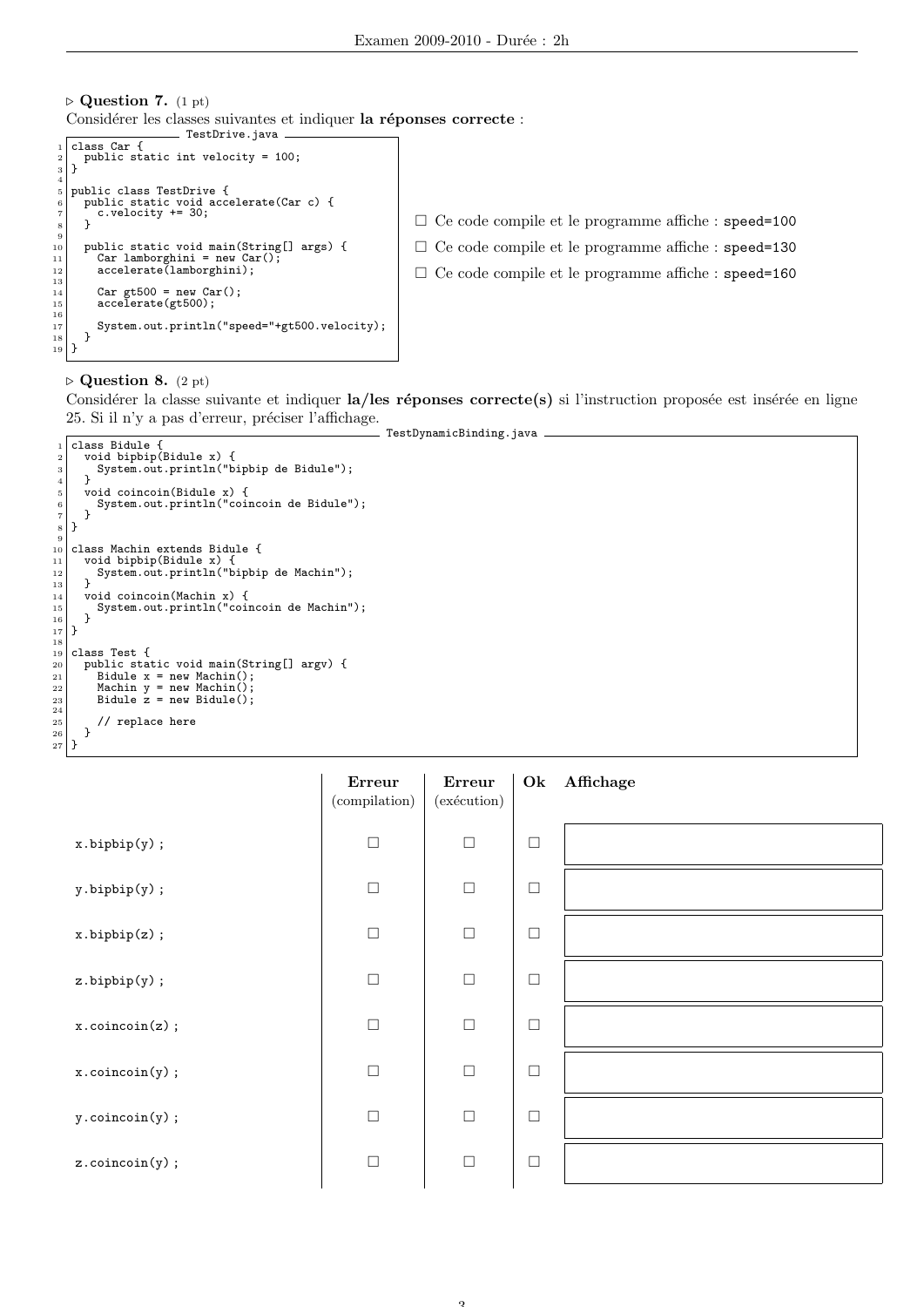▷ **Question 7.** (1 pt)
Considérer les classes suivantes et indiquer **la réponses correcte** :

TestDrive.java

```java
class Car {
  public static int velocity = 100;
}

public class TestDrive {
  public static void accelerate(Car c) {
    c.velocity += 30;
  }

  public static void main(String[] args) {
    Car lamborghini = new Car();
    accelerate(lamborghini);

    Car gt500 = new Car();
    accelerate(gt500);

    System.out.println("speed="+gt500.velocity);
  }
}
```

☐ Ce code compile et le programme affiche : `speed=100`

☐ Ce code compile et le programme affiche : `speed=130`

☐ Ce code compile et le programme affiche : `speed=160`

▷ **Question 8.** (2 pt)
Considérer la classe suivante et indiquer **la/les réponses correcte(s)** si l'instruction proposée est insérée en ligne 25. Si il n'y a pas d'erreur, préciser l'affichage.

TestDynamicBinding.java

```java
class Bidule {
  void bipbip(Bidule x) {
    System.out.println("bipbip de Bidule");
  }
  void coincoin(Bidule x) {
    System.out.println("coincoin de Bidule");
  }
}

class Machin extends Bidule {
  void bipbip(Bidule x) {
    System.out.println("bipbip de Machin");
  }
  void coincoin(Machin x) {
    System.out.println("coincoin de Machin");
  }
}

class Test {
  public static void main(String[] argv) {
    Bidule x = new Machin();
    Machin y = new Machin();
    Bidule z = new Bidule();

    // replace here
  }
}
```

| | **Erreur** (compilation) | **Erreur** (exécution) | **Ok** | **Affichage** |
|---|---|---|---|---|
| `x.bipbip(y);` | ☐ | ☐ | ☐ | |
| `y.bipbip(y);` | ☐ | ☐ | ☐ | |
| `x.bipbip(z);` | ☐ | ☐ | ☐ | |
| `z.bipbip(y);` | ☐ | ☐ | ☐ | |
| `x.coincoin(z);` | ☐ | ☐ | ☐ | |
| `x.coincoin(y);` | ☐ | ☐ | ☐ | |
| `y.coincoin(y);` | ☐ | ☐ | ☐ | |
| `z.coincoin(y);` | ☐ | ☐ | ☐ | |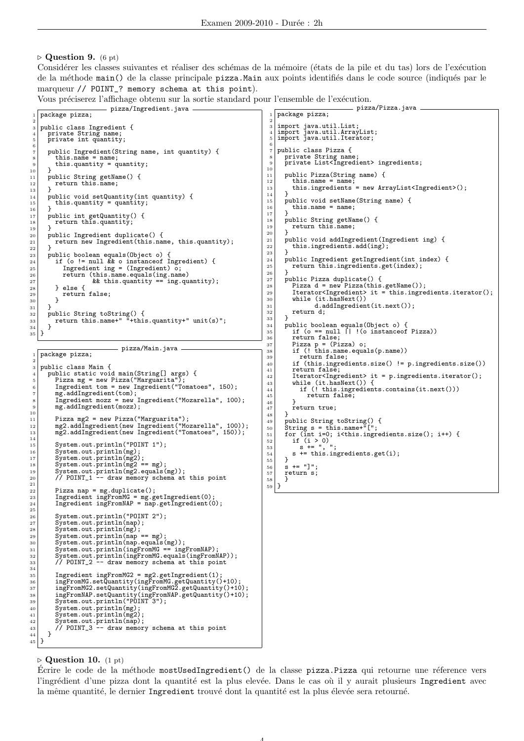▷ **Question 9.** (6 pt)
Considérer les classes suivantes et réaliser des schémas de la mémoire (états de la pile et du tas) lors de l'exécution de la méthode `main()` de la classe principale `pizza.Main` aux points identifiés dans le code source (indiqués par le marqueur `// POINT_? memory schema at this point`).
Vous préciserez l'affichage obtenu sur la sortie standard pour l'ensemble de l'exécution.

pizza/Ingredient.java

```java
package pizza;

public class Ingredient {
  private String name;
  private int quantity;

  public Ingredient(String name, int quantity) {
    this.name = name;
    this.quantity = quantity;
  }
  public String getName() {
    return this.name;
  }
  public void setQuantity(int quantity) {
    this.quantity = quantity;
  }
  public int getQuantity() {
    return this.quantity;
  }
  public Ingredient duplicate() {
    return new Ingredient(this.name, this.quantity);
  }
  public boolean equals(Object o) {
    if (o != null && o instanceof Ingredient) {
      Ingredient ing = (Ingredient) o;
      return (this.name.equals(ing.name)
              && this.quantity == ing.quantity);
    } else {
      return false;
    }
  }
  public String toString() {
    return this.name+" "+this.quantity+" unit(s)";
  }
}
```

pizza/Main.java

```java
package pizza;

public class Main {
  public static void main(String[] args) {
    Pizza mg = new Pizza("Marguarita");
    Ingredient tom = new Ingredient("Tomatoes", 150);
    mg.addIngredient(tom);
    Ingredient mozz = new Ingredient("Mozarella", 100);
    mg.addIngredient(mozz);

    Pizza mg2 = new Pizza("Marguarita");
    mg2.addIngredient(new Ingredient("Mozarella", 100));
    mg2.addIngredient(new Ingredient("Tomatoes", 150));

    System.out.println("POINT 1");
    System.out.println(mg);
    System.out.println(mg2);
    System.out.println(mg2 == mg);
    System.out.println(mg2.equals(mg));
    // POINT_1 -- draw memory schema at this point

    Pizza nap = mg.duplicate();
    Ingredient ingFromMG = mg.getIngredient(0);
    Ingredient ingFromNAP = nap.getIngredient(0);

    System.out.println("POINT 2");
    System.out.println(nap);
    System.out.println(mg);
    System.out.println(nap == mg);
    System.out.println(nap.equals(mg));
    System.out.println(ingFromMG == ingFromNAP);
    System.out.println(ingFromMG.equals(ingFromNAP));
    // POINT_2 -- draw memory schema at this point

    Ingredient ingFromMG2 = mg2.getIngredient(1);
    ingFromMG.setQuantity(ingFromMG.getQuantity()+10);
    ingFromMG2.setQuantity(ingFromMG2.getQuantity()+10);
    ingFromNAP.setQuantity(ingFromNAP.getQuantity()+10);
    System.out.println("POINT 3");
    System.out.println(mg);
    System.out.println(mg2);
    System.out.println(nap);
    // POINT_3 -- draw memory schema at this point
  }
}
```

pizza/Pizza.java

```java
package pizza;

import java.util.List;
import java.util.ArrayList;
import java.util.Iterator;

public class Pizza {
  private String name;
  private List<Ingredient> ingredients;

  public Pizza(String name) {
    this.name = name;
    this.ingredients = new ArrayList<Ingredient>();
  }
  public void setName(String name) {
    this.name = name;
  }
  public String getName() {
    return this.name;
  }
  public void addIngredient(Ingredient ing) {
    this.ingredients.add(ing);
  }
  public Ingredient getIngredient(int index) {
    return this.ingredients.get(index);
  }
  public Pizza duplicate() {
    Pizza d = new Pizza(this.getName());
    Iterator<Ingredient> it = this.ingredients.iterator();
    while (it.hasNext())
          d.addIngredient(it.next());
    return d;
  }
  public boolean equals(Object o) {
    if (o == null || !(o instanceof Pizza))
    return false;
    Pizza p = (Pizza) o;
    if (! this.name.equals(p.name))
      return false;
    if (this.ingredients.size() != p.ingredients.size())
    return false;
    Iterator<Ingredient> it = p.ingredients.iterator();
    while (it.hasNext()) {
      if (! this.ingredients.contains(it.next()))
        return false;
    }
    return true;
  }
  public String toString() {
  String s = this.name+"[";
  for (int i=0; i<this.ingredients.size(); i++) {
    if (i > 0)
      s += ", ";
    s += this.ingredients.get(i);
  }
  s += "]";
  return s;
  }
}
```

▷ **Question 10.** (1 pt)
Écrire le code de la méthode `mostUsedIngredient()` de la classe `pizza.Pizza` qui retourne une réference vers l'ingrédient d'une pizza dont la quantité est la plus elevée. Dans le cas où il y aurait plusieurs `Ingredient` avec la même quantité, le dernier `Ingredient` trouvé dont la quantité est la plus élevée sera retourné.